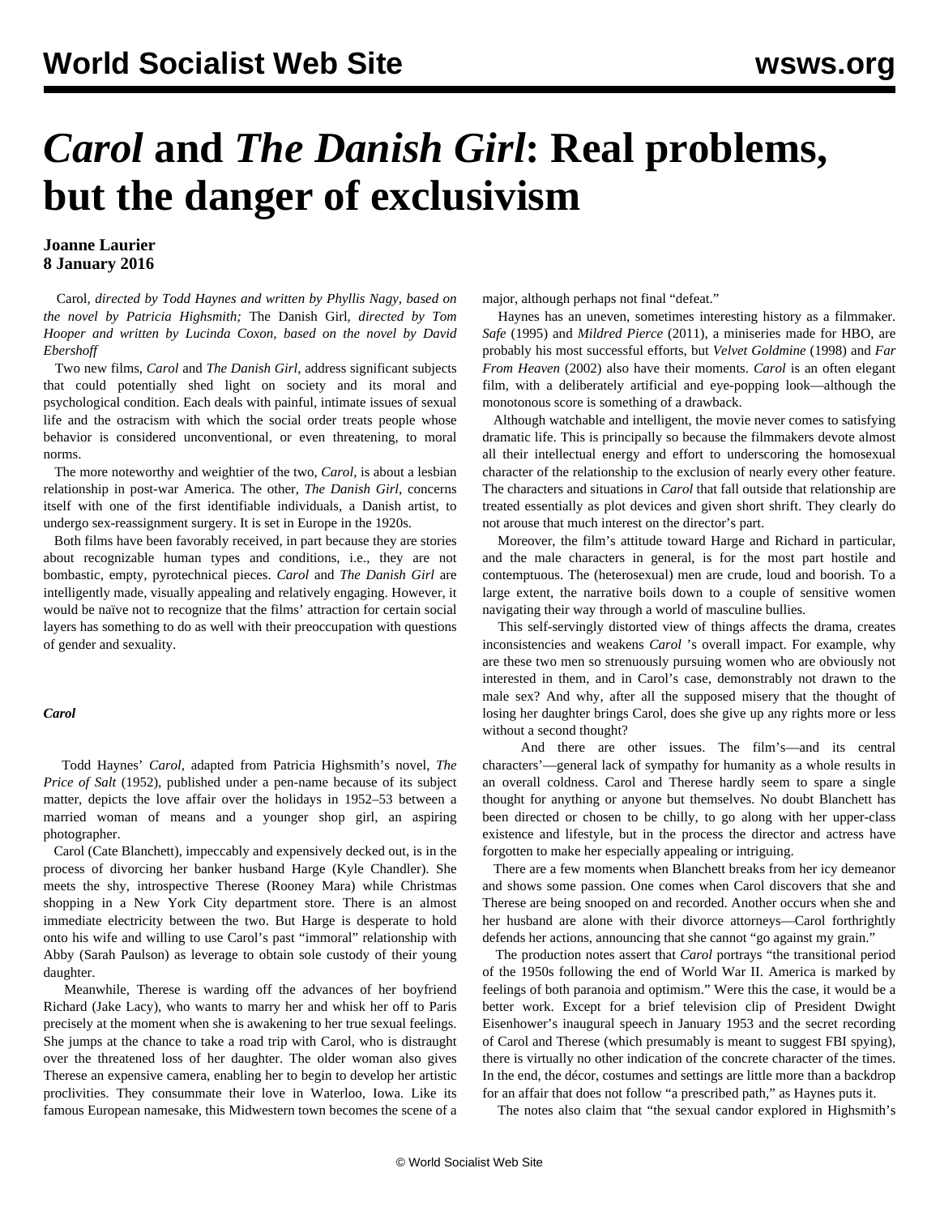# *Carol* and *The Danish Girl*: Real problems, but the danger of exclusivism

**Joanne Laurier**
**8 January 2016**

*Carol, directed by Todd Haynes and written by Phyllis Nagy, based on the novel by Patricia Highsmith;* The Danish Girl, *directed by Tom Hooper and written by Lucinda Coxon, based on the novel by David Ebershoff*

Two new films, *Carol* and *The Danish Girl*, address significant subjects that could potentially shed light on society and its moral and psychological condition. Each deals with painful, intimate issues of sexual life and the ostracism with which the social order treats people whose behavior is considered unconventional, or even threatening, to moral norms.

The more noteworthy and weightier of the two, *Carol*, is about a lesbian relationship in post-war America. The other, *The Danish Girl*, concerns itself with one of the first identifiable individuals, a Danish artist, to undergo sex-reassignment surgery. It is set in Europe in the 1920s.

Both films have been favorably received, in part because they are stories about recognizable human types and conditions, i.e., they are not bombastic, empty, pyrotechnical pieces. *Carol* and *The Danish Girl* are intelligently made, visually appealing and relatively engaging. However, it would be naïve not to recognize that the films' attraction for certain social layers has something to do as well with their preoccupation with questions of gender and sexuality.

### *Carol*

Todd Haynes' *Carol*, adapted from Patricia Highsmith's novel, *The Price of Salt* (1952), published under a pen-name because of its subject matter, depicts the love affair over the holidays in 1952–53 between a married woman of means and a younger shop girl, an aspiring photographer.

Carol (Cate Blanchett), impeccably and expensively decked out, is in the process of divorcing her banker husband Harge (Kyle Chandler). She meets the shy, introspective Therese (Rooney Mara) while Christmas shopping in a New York City department store. There is an almost immediate electricity between the two. But Harge is desperate to hold onto his wife and willing to use Carol's past "immoral" relationship with Abby (Sarah Paulson) as leverage to obtain sole custody of their young daughter.

Meanwhile, Therese is warding off the advances of her boyfriend Richard (Jake Lacy), who wants to marry her and whisk her off to Paris precisely at the moment when she is awakening to her true sexual feelings. She jumps at the chance to take a road trip with Carol, who is distraught over the threatened loss of her daughter. The older woman also gives Therese an expensive camera, enabling her to begin to develop her artistic proclivities. They consummate their love in Waterloo, Iowa. Like its famous European namesake, this Midwestern town becomes the scene of a major, although perhaps not final "defeat."

Haynes has an uneven, sometimes interesting history as a filmmaker. *Safe* (1995) and *Mildred Pierce* (2011), a miniseries made for HBO, are probably his most successful efforts, but *Velvet Goldmine* (1998) and *Far From Heaven* (2002) also have their moments. *Carol* is an often elegant film, with a deliberately artificial and eye-popping look—although the monotonous score is something of a drawback.

Although watchable and intelligent, the movie never comes to satisfying dramatic life. This is principally so because the filmmakers devote almost all their intellectual energy and effort to underscoring the homosexual character of the relationship to the exclusion of nearly every other feature. The characters and situations in *Carol* that fall outside that relationship are treated essentially as plot devices and given short shrift. They clearly do not arouse that much interest on the director's part.

Moreover, the film's attitude toward Harge and Richard in particular, and the male characters in general, is for the most part hostile and contemptuous. The (heterosexual) men are crude, loud and boorish. To a large extent, the narrative boils down to a couple of sensitive women navigating their way through a world of masculine bullies.

This self-servingly distorted view of things affects the drama, creates inconsistencies and weakens *Carol* 's overall impact. For example, why are these two men so strenuously pursuing women who are obviously not interested in them, and in Carol's case, demonstrably not drawn to the male sex? And why, after all the supposed misery that the thought of losing her daughter brings Carol, does she give up any rights more or less without a second thought?

And there are other issues. The film's—and its central characters'—general lack of sympathy for humanity as a whole results in an overall coldness. Carol and Therese hardly seem to spare a single thought for anything or anyone but themselves. No doubt Blanchett has been directed or chosen to be chilly, to go along with her upper-class existence and lifestyle, but in the process the director and actress have forgotten to make her especially appealing or intriguing.

There are a few moments when Blanchett breaks from her icy demeanor and shows some passion. One comes when Carol discovers that she and Therese are being snooped on and recorded. Another occurs when she and her husband are alone with their divorce attorneys—Carol forthrightly defends her actions, announcing that she cannot "go against my grain."

The production notes assert that *Carol* portrays "the transitional period of the 1950s following the end of World War II. America is marked by feelings of both paranoia and optimism." Were this the case, it would be a better work. Except for a brief television clip of President Dwight Eisenhower's inaugural speech in January 1953 and the secret recording of Carol and Therese (which presumably is meant to suggest FBI spying), there is virtually no other indication of the concrete character of the times. In the end, the décor, costumes and settings are little more than a backdrop for an affair that does not follow "a prescribed path," as Haynes puts it.

The notes also claim that "the sexual candor explored in Highsmith's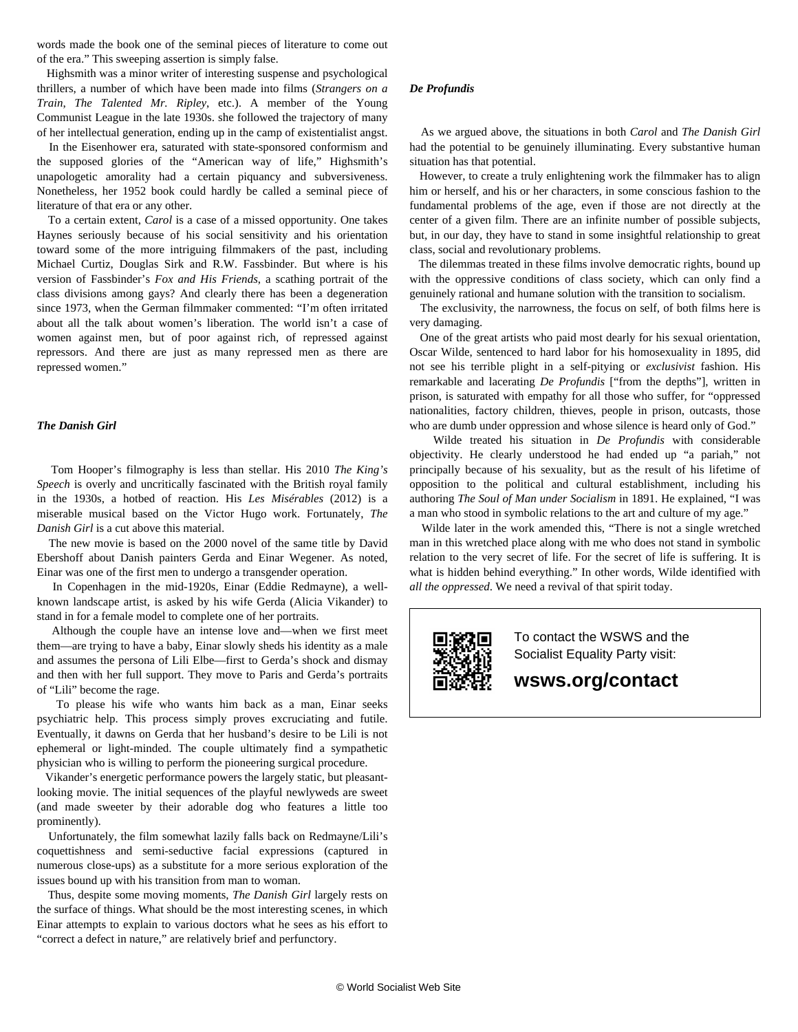words made the book one of the seminal pieces of literature to come out of the era." This sweeping assertion is simply false.

Highsmith was a minor writer of interesting suspense and psychological thrillers, a number of which have been made into films (*Strangers on a Train*, *The Talented Mr. Ripley*, etc.). A member of the Young Communist League in the late 1930s. she followed the trajectory of many of her intellectual generation, ending up in the camp of existentialist angst.

In the Eisenhower era, saturated with state-sponsored conformism and the supposed glories of the "American way of life," Highsmith's unapologetic amorality had a certain piquancy and subversiveness. Nonetheless, her 1952 book could hardly be called a seminal piece of literature of that era or any other.

To a certain extent, *Carol* is a case of a missed opportunity. One takes Haynes seriously because of his social sensitivity and his orientation toward some of the more intriguing filmmakers of the past, including Michael Curtiz, Douglas Sirk and R.W. Fassbinder. But where is his version of Fassbinder's *Fox and His Friends*, a scathing portrait of the class divisions among gays? And clearly there has been a degeneration since 1973, when the German filmmaker commented: "I'm often irritated about all the talk about women's liberation. The world isn't a case of women against men, but of poor against rich, of repressed against repressors. And there are just as many repressed men as there are repressed women."

**The Danish Girl**

Tom Hooper's filmography is less than stellar. His 2010 *The King's Speech* is overly and uncritically fascinated with the British royal family in the 1930s, a hotbed of reaction. His *Les Misérables* (2012) is a miserable musical based on the Victor Hugo work. Fortunately, *The Danish Girl* is a cut above this material.

The new movie is based on the 2000 novel of the same title by David Ebershoff about Danish painters Gerda and Einar Wegener. As noted, Einar was one of the first men to undergo a transgender operation.

In Copenhagen in the mid-1920s, Einar (Eddie Redmayne), a well-known landscape artist, is asked by his wife Gerda (Alicia Vikander) to stand in for a female model to complete one of her portraits.

Although the couple have an intense love and—when we first meet them—are trying to have a baby, Einar slowly sheds his identity as a male and assumes the persona of Lili Elbe—first to Gerda's shock and dismay and then with her full support. They move to Paris and Gerda's portraits of "Lili" become the rage.

To please his wife who wants him back as a man, Einar seeks psychiatric help. This process simply proves excruciating and futile. Eventually, it dawns on Gerda that her husband's desire to be Lili is not ephemeral or light-minded. The couple ultimately find a sympathetic physician who is willing to perform the pioneering surgical procedure.

Vikander's energetic performance powers the largely static, but pleasant-looking movie. The initial sequences of the playful newlyweds are sweet (and made sweeter by their adorable dog who features a little too prominently).

Unfortunately, the film somewhat lazily falls back on Redmayne/Lili's coquettishness and semi-seductive facial expressions (captured in numerous close-ups) as a substitute for a more serious exploration of the issues bound up with his transition from man to woman.

Thus, despite some moving moments, *The Danish Girl* largely rests on the surface of things. What should be the most interesting scenes, in which Einar attempts to explain to various doctors what he sees as his effort to "correct a defect in nature," are relatively brief and perfunctory.

**De Profundis**

As we argued above, the situations in both *Carol* and *The Danish Girl* had the potential to be genuinely illuminating. Every substantive human situation has that potential.

However, to create a truly enlightening work the filmmaker has to align him or herself, and his or her characters, in some conscious fashion to the fundamental problems of the age, even if those are not directly at the center of a given film. There are an infinite number of possible subjects, but, in our day, they have to stand in some insightful relationship to great class, social and revolutionary problems.

The dilemmas treated in these films involve democratic rights, bound up with the oppressive conditions of class society, which can only find a genuinely rational and humane solution with the transition to socialism.

The exclusivity, the narrowness, the focus on self, of both films here is very damaging.

One of the great artists who paid most dearly for his sexual orientation, Oscar Wilde, sentenced to hard labor for his homosexuality in 1895, did not see his terrible plight in a self-pitying or *exclusivist* fashion. His remarkable and lacerating *De Profundis* ["from the depths"], written in prison, is saturated with empathy for all those who suffer, for "oppressed nationalities, factory children, thieves, people in prison, outcasts, those who are dumb under oppression and whose silence is heard only of God."

Wilde treated his situation in *De Profundis* with considerable objectivity. He clearly understood he had ended up "a pariah," not principally because of his sexuality, but as the result of his lifetime of opposition to the political and cultural establishment, including his authoring *The Soul of Man under Socialism* in 1891. He explained, "I was a man who stood in symbolic relations to the art and culture of my age."

Wilde later in the work amended this, "There is not a single wretched man in this wretched place along with me who does not stand in symbolic relation to the very secret of life. For the secret of life is suffering. It is what is hidden behind everything." In other words, Wilde identified with *all the oppressed*. We need a revival of that spirit today.

To contact the WSWS and the Socialist Equality Party visit:

**wsws.org/contact**